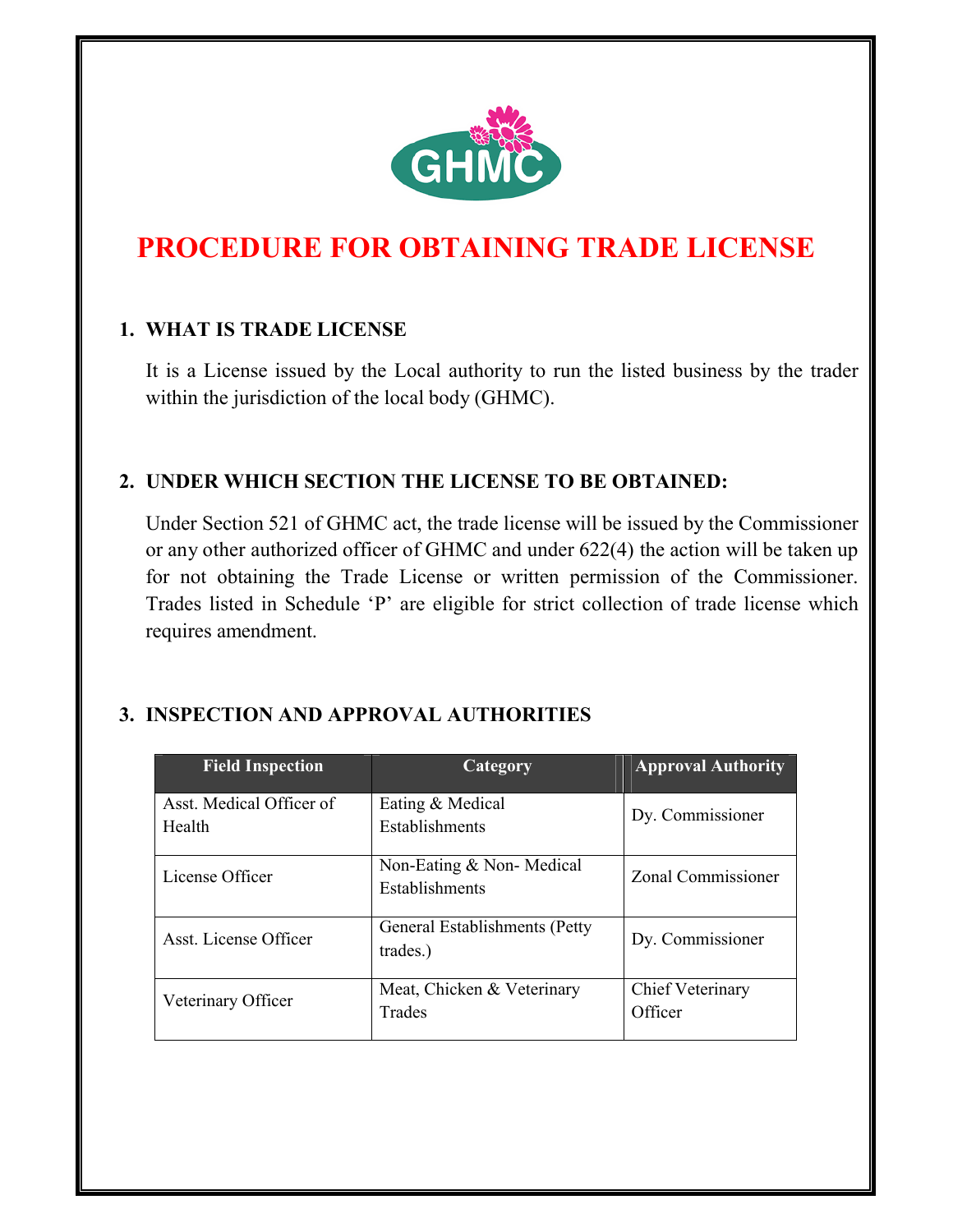# PROCEDURE FOR OBTAINING TRADE LICENSE

## 1. WHAT IS TRADE LICENSE

It is a License issued by the Local authority to run the listed business by the trader within the jurisdiction of the local body (GHMC).

## 2. UNDER WHICH SECTION THE LICENSE TO BE OBTAINED:

Under Section 521 of GHMC act, the trade license will be issued by the Commissioner or any other authorized officer of GHMC and under 622(4) the action will be taken up for not obtaining the Trade License or written permission of the Commissioner. Trades listed in Schedule 'P' are eligible for strict collection of trade license which requires amendment.

## 3. INSPECTION AND APPROVAL AUTHORITIES

| Field Inspection | Category | Approval Authority |
|---|---|---|
| Asst. Medical Officer of Health | Eating & Medical Establishments | Dy. Commissioner |
| License Officer | Non-Eating & Non- Medical Establishments | Zonal Commissioner |
| Asst. License Officer | General Establishments (Petty trades.) | Dy. Commissioner |
| Veterinary Officer | Meat, Chicken & Veterinary Trades | Chief Veterinary Officer |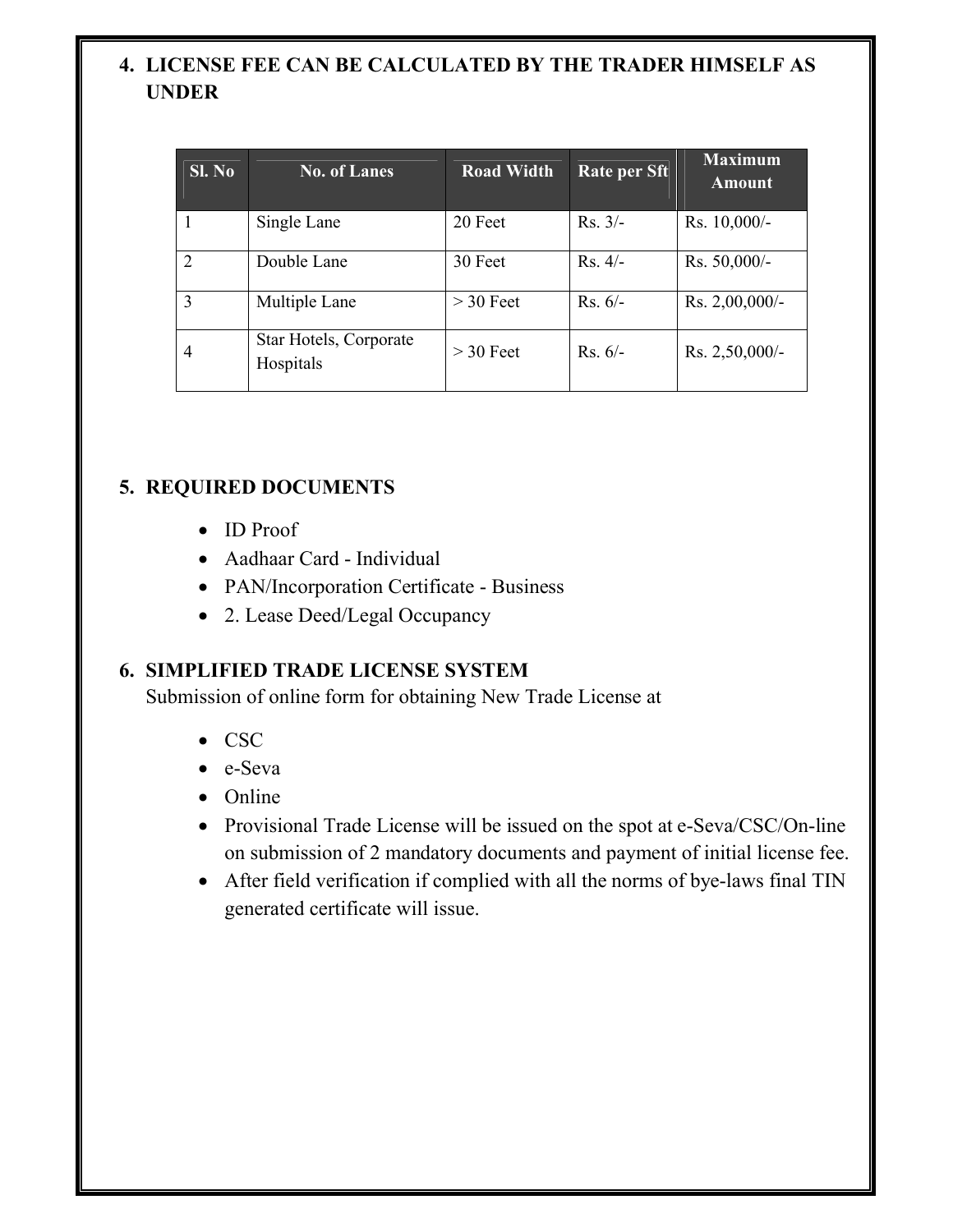## 4. LICENSE FEE CAN BE CALCULATED BY THE TRADER HIMSELF AS UNDER

| Sl. No | No. of Lanes | Road Width | Rate per Sft | Maximum Amount |
|---|---|---|---|---|
| 1 | Single Lane | 20 Feet | Rs. 3/- | Rs. 10,000/- |
| 2 | Double Lane | 30 Feet | Rs. 4/- | Rs. 50,000/- |
| 3 | Multiple Lane | > 30 Feet | Rs. 6/- | Rs. 2,00,000/- |
| 4 | Star Hotels, Corporate Hospitals | > 30 Feet | Rs. 6/- | Rs. 2,50,000/- |

## 5. REQUIRED DOCUMENTS

- ID Proof
- Aadhaar Card - Individual
- PAN/Incorporation Certificate - Business
- 2. Lease Deed/Legal Occupancy

## 6. SIMPLIFIED TRADE LICENSE SYSTEM

Submission of online form for obtaining New Trade License at

- CSC
- e-Seva
- Online
- Provisional Trade License will be issued on the spot at e-Seva/CSC/On-line on submission of 2 mandatory documents and payment of initial license fee.
- After field verification if complied with all the norms of bye-laws final TIN generated certificate will issue.